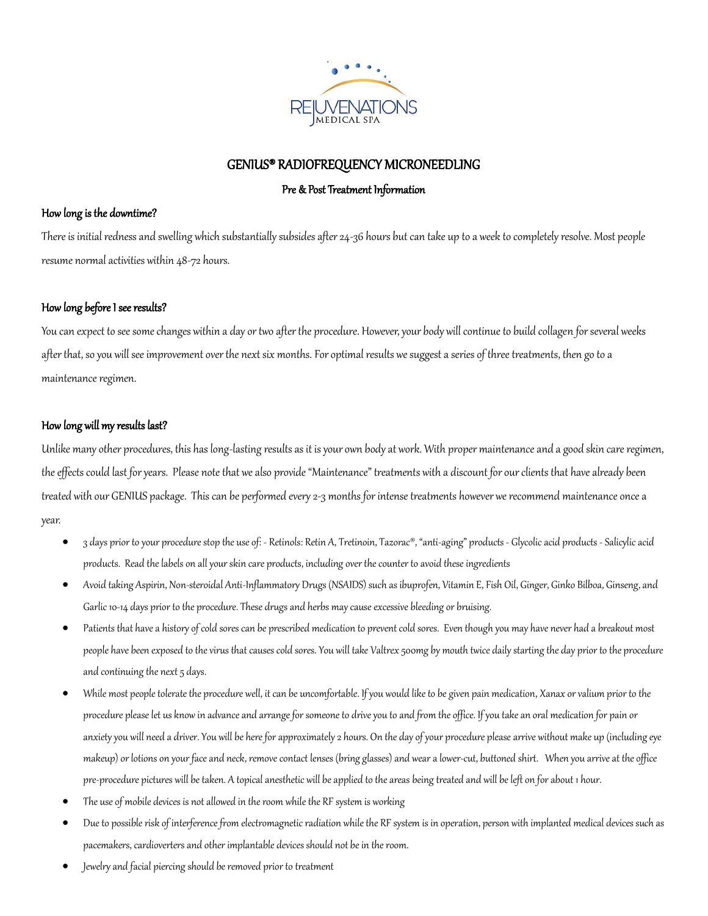REJUVENATIONS MEDICAL SPA

# GENIUS® RADIOFREQUENCY MICRONEEDLING

## Pre & Post Treatment Information

### How long is the downtime?

There is initial redness and swelling which substantially subsides after 24-36 hours but can take up to a week to completely resolve. Most people resume normal activities within 48-72 hours.

### How long before I see results?

You can expect to see some changes within a day or two after the procedure. However, your body will continue to build collagen for several weeks after that, so you will see improvement over the next six months. For optimal results we suggest a series of three treatments, then go to a maintenance regimen.

### How long will my results last?

Unlike many other procedures, this has long-lasting results as it is your own body at work. With proper maintenance and a good skin care regimen, the effects could last for years. Please note that we also provide "Maintenance" treatments with a discount for our clients that have already been treated with our GENIUS package. This can be performed every 2-3 months for intense treatments however we recommend maintenance once a year.

- 3 days prior to your procedure stop the use of: - Retinols: Retin A, Tretinoin, Tazorac®, "anti-aging" products - Glycolic acid products - Salicylic acid products. Read the labels on all your skin care products, including over the counter to avoid these ingredients
- Avoid taking Aspirin, Non-steroidal Anti-Inflammatory Drugs (NSAIDS) such as ibuprofen, Vitamin E, Fish Oil, Ginger, Ginko Bilboa, Ginseng, and Garlic 10-14 days prior to the procedure. These drugs and herbs may cause excessive bleeding or bruising.
- Patients that have a history of cold sores can be prescribed medication to prevent cold sores. Even though you may have never had a breakout most people have been exposed to the virus that causes cold sores. You will take Valtrex 500mg by mouth twice daily starting the day prior to the procedure and continuing the next 5 days.
- While most people tolerate the procedure well, it can be uncomfortable. If you would like to be given pain medication, Xanax or valium prior to the procedure please let us know in advance and arrange for someone to drive you to and from the office. If you take an oral medication for pain or anxiety you will need a driver. You will be here for approximately 2 hours. On the day of your procedure please arrive without make up (including eye makeup) or lotions on your face and neck, remove contact lenses (bring glasses) and wear a lower-cut, buttoned shirt. When you arrive at the office pre-procedure pictures will be taken. A topical anesthetic will be applied to the areas being treated and will be left on for about 1 hour.
- The use of mobile devices is not allowed in the room while the RF system is working
- Due to possible risk of interference from electromagnetic radiation while the RF system is in operation, person with implanted medical devices such as pacemakers, cardioverters and other implantable devices should not be in the room.
- Jewelry and facial piercing should be removed prior to treatment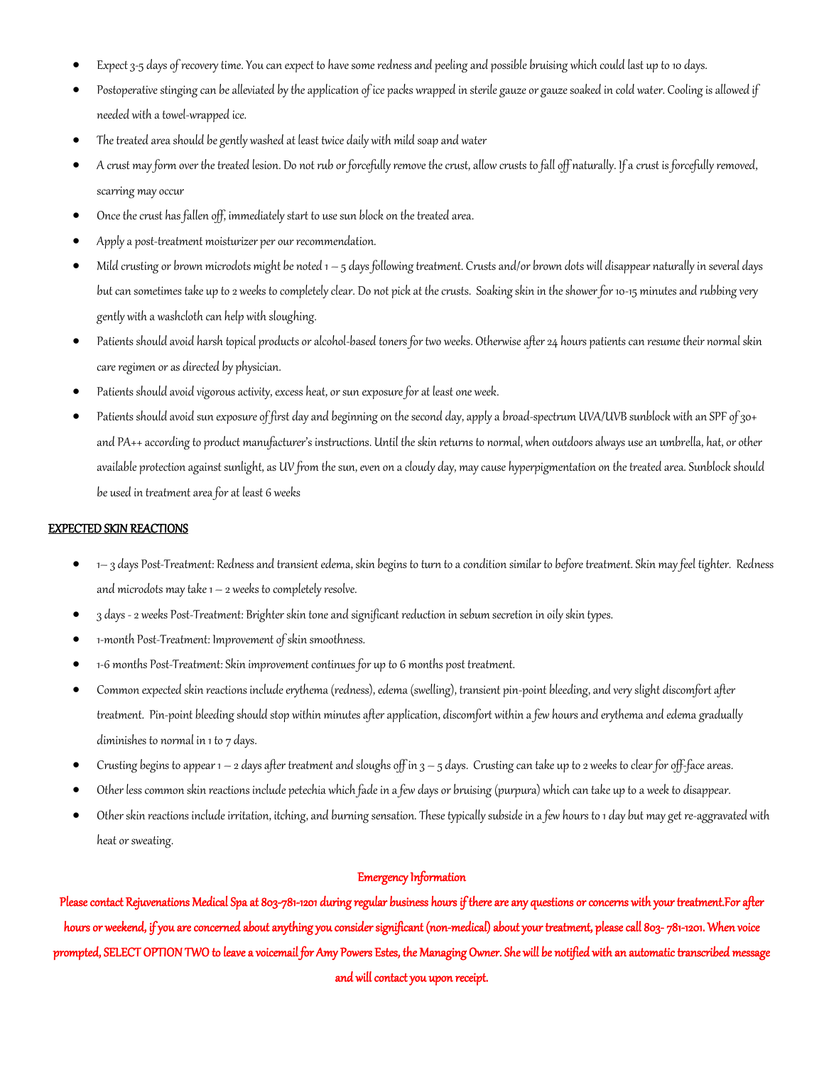- Expect 3-5 days of recovery time. You can expect to have some redness and peeling and possible bruising which could last up to 10 days.
- Postoperative stinging can be alleviated by the application of ice packs wrapped in sterile gauze or gauze soaked in cold water. Cooling is allowed if needed with a towel-wrapped ice.
- The treated area should be gently washed at least twice daily with mild soap and water
- A crust may form over the treated lesion. Do not rub or forcefully remove the crust, allow crusts to fall off naturally. If a crust is forcefully removed, scarring may occur
- Once the crust has fallen off, immediately start to use sun block on the treated area.
- Apply a post-treatment moisturizer per our recommendation.
- Mild crusting or brown microdots might be noted 1 – 5 days following treatment. Crusts and/or brown dots will disappear naturally in several days but can sometimes take up to 2 weeks to completely clear. Do not pick at the crusts. Soaking skin in the shower for 10-15 minutes and rubbing very gently with a washcloth can help with sloughing.
- Patients should avoid harsh topical products or alcohol-based toners for two weeks. Otherwise after 24 hours patients can resume their normal skin care regimen or as directed by physician.
- Patients should avoid vigorous activity, excess heat, or sun exposure for at least one week.
- Patients should avoid sun exposure of first day and beginning on the second day, apply a broad-spectrum UVA/UVB sunblock with an SPF of 30+ and PA++ according to product manufacturer's instructions. Until the skin returns to normal, when outdoors always use an umbrella, hat, or other available protection against sunlight, as UV from the sun, even on a cloudy day, may cause hyperpigmentation on the treated area. Sunblock should be used in treatment area for at least 6 weeks

## EXPECTED SKIN REACTIONS

- 1– 3 days Post-Treatment: Redness and transient edema, skin begins to turn to a condition similar to before treatment. Skin may feel tighter. Redness and microdots may take 1 – 2 weeks to completely resolve.
- 3 days - 2 weeks Post-Treatment: Brighter skin tone and significant reduction in sebum secretion in oily skin types.
- 1-month Post-Treatment: Improvement of skin smoothness.
- 1-6 months Post-Treatment: Skin improvement continues for up to 6 months post treatment.
- Common expected skin reactions include erythema (redness), edema (swelling), transient pin-point bleeding, and very slight discomfort after treatment. Pin-point bleeding should stop within minutes after application, discomfort within a few hours and erythema and edema gradually diminishes to normal in 1 to 7 days.
- Crusting begins to appear 1 – 2 days after treatment and sloughs off in 3 – 5 days. Crusting can take up to 2 weeks to clear for off-face areas.
- Other less common skin reactions include petechia which fade in a few days or bruising (purpura) which can take up to a week to disappear.
- Other skin reactions include irritation, itching, and burning sensation. These typically subside in a few hours to 1 day but may get re-aggravated with heat or sweating.

**Emergency Information**

**Please contact Rejuvenations Medical Spa at 803-781-1201 during regular business hours if there are any questions or concerns with your treatment.For after hours or weekend, if you are concerned about anything you consider significant (non-medical) about your treatment, please call 803- 781-1201. When voice prompted, SELECT OPTION TWO to leave a voicemail for Amy Powers Estes, the Managing Owner. She will be notified with an automatic transcribed message and will contact you upon receipt.**